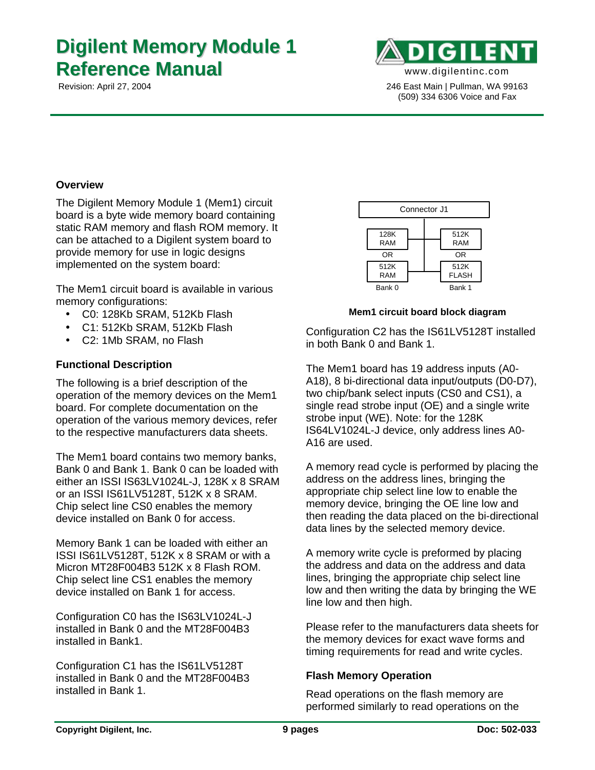# Digilent Memory Module 1 Reference Manual

Revision: April 27, 2004

www.digilentinc.com

246 East Main | Pullman, WA 99163
(509) 334 6306 Voice and Fax

### Overview

The Digilent Memory Module 1 (Mem1) circuit board is a byte wide memory board containing static RAM memory and flash ROM memory. It can be attached to a Digilent system board to provide memory for use in logic designs implemented on the system board:

The Mem1 circuit board is available in various memory configurations:

- C0: 128Kb SRAM, 512Kb Flash
- C1: 512Kb SRAM, 512Kb Flash
- C2: 1Mb SRAM, no Flash

### Functional Description

The following is a brief description of the operation of the memory devices on the Mem1 board. For complete documentation on the operation of the various memory devices, refer to the respective manufacturers data sheets.

The Mem1 board contains two memory banks, Bank 0 and Bank 1. Bank 0 can be loaded with either an ISSI IS63LV1024L-J, 128K x 8 SRAM or an ISSI IS61LV5128T, 512K x 8 SRAM. Chip select line CS0 enables the memory device installed on Bank 0 for access.

Memory Bank 1 can be loaded with either an ISSI IS61LV5128T, 512K x 8 SRAM or with a Micron MT28F004B3 512K x 8 Flash ROM. Chip select line CS1 enables the memory device installed on Bank 1 for access.

Configuration C0 has the IS63LV1024L-J installed in Bank 0 and the MT28F004B3 installed in Bank1.

Configuration C1 has the IS61LV5128T installed in Bank 0 and the MT28F004B3 installed in Bank 1.

Connector J1

| Bank 0 | Bank 1 |
|---|---|
| 128K RAM | 512K RAM |
| OR | OR |
| 512K RAM | 512K FLASH |

**Mem1 circuit board block diagram**

Configuration C2 has the IS61LV5128T installed in both Bank 0 and Bank 1.

The Mem1 board has 19 address inputs (A0-A18), 8 bi-directional data input/outputs (D0-D7), two chip/bank select inputs (CS0 and CS1), a single read strobe input (OE) and a single write strobe input (WE). Note: for the 128K IS64LV1024L-J device, only address lines A0-A16 are used.

A memory read cycle is performed by placing the address on the address lines, bringing the appropriate chip select line low to enable the memory device, bringing the OE line low and then reading the data placed on the bi-directional data lines by the selected memory device.

A memory write cycle is preformed by placing the address and data on the address and data lines, bringing the appropriate chip select line low and then writing the data by bringing the WE line low and then high.

Please refer to the manufacturers data sheets for the memory devices for exact wave forms and timing requirements for read and write cycles.

### Flash Memory Operation

Read operations on the flash memory are performed similarly to read operations on the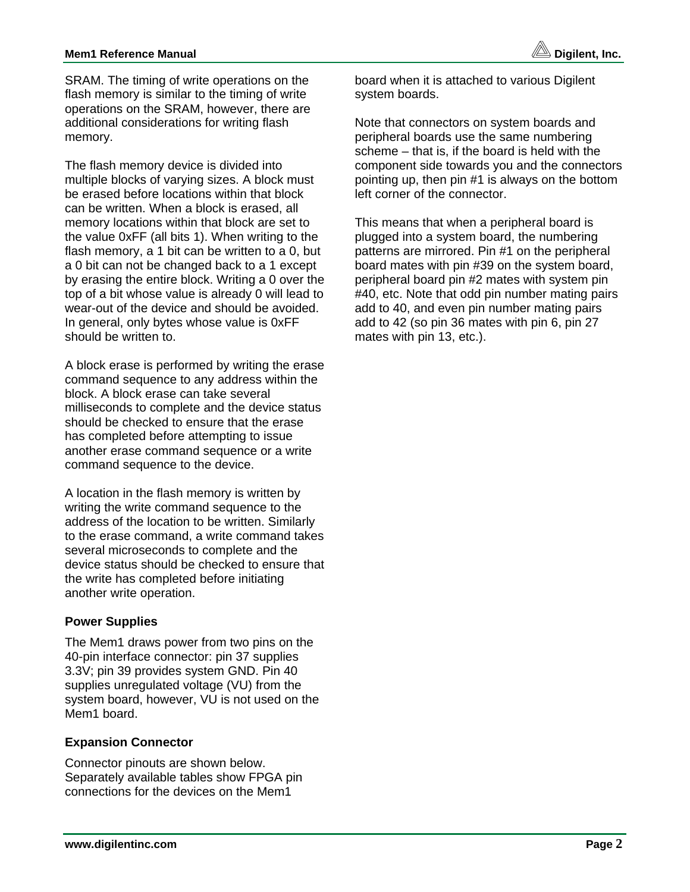SRAM. The timing of write operations on the flash memory is similar to the timing of write operations on the SRAM, however, there are additional considerations for writing flash memory.

The flash memory device is divided into multiple blocks of varying sizes. A block must be erased before locations within that block can be written. When a block is erased, all memory locations within that block are set to the value 0xFF (all bits 1). When writing to the flash memory, a 1 bit can be written to a 0, but a 0 bit can not be changed back to a 1 except by erasing the entire block. Writing a 0 over the top of a bit whose value is already 0 will lead to wear-out of the device and should be avoided. In general, only bytes whose value is 0xFF should be written to.

A block erase is performed by writing the erase command sequence to any address within the block. A block erase can take several milliseconds to complete and the device status should be checked to ensure that the erase has completed before attempting to issue another erase command sequence or a write command sequence to the device.

A location in the flash memory is written by writing the write command sequence to the address of the location to be written. Similarly to the erase command, a write command takes several microseconds to complete and the device status should be checked to ensure that the write has completed before initiating another write operation.

### Power Supplies

The Mem1 draws power from two pins on the 40-pin interface connector: pin 37 supplies 3.3V; pin 39 provides system GND. Pin 40 supplies unregulated voltage (VU) from the system board, however, VU is not used on the Mem1 board.

### Expansion Connector

Connector pinouts are shown below. Separately available tables show FPGA pin connections for the devices on the Mem1 board when it is attached to various Digilent system boards.

Note that connectors on system boards and peripheral boards use the same numbering scheme – that is, if the board is held with the component side towards you and the connectors pointing up, then pin #1 is always on the bottom left corner of the connector.

This means that when a peripheral board is plugged into a system board, the numbering patterns are mirrored. Pin #1 on the peripheral board mates with pin #39 on the system board, peripheral board pin #2 mates with system pin #40, etc. Note that odd pin number mating pairs add to 40, and even pin number mating pairs add to 42 (so pin 36 mates with pin 6, pin 27 mates with pin 13, etc.).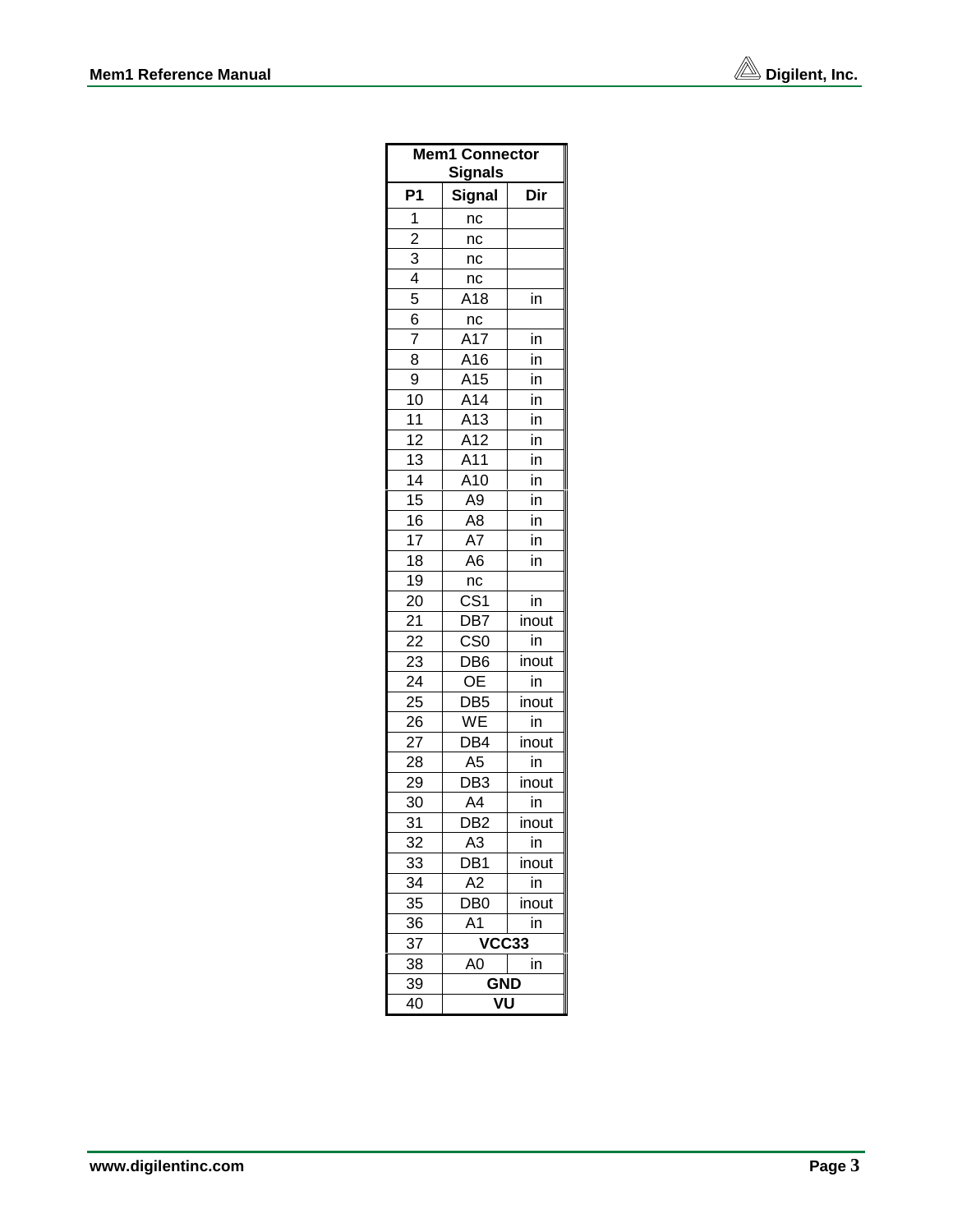| Mem1 Connector Signals | | |
|---|---|---|
| **P1** | **Signal** | **Dir** |
| 1 | nc | |
| 2 | nc | |
| 3 | nc | |
| 4 | nc | |
| 5 | A18 | in |
| 6 | nc | |
| 7 | A17 | in |
| 8 | A16 | in |
| 9 | A15 | in |
| 10 | A14 | in |
| 11 | A13 | in |
| 12 | A12 | in |
| 13 | A11 | in |
| 14 | A10 | in |
| 15 | A9 | in |
| 16 | A8 | in |
| 17 | A7 | in |
| 18 | A6 | in |
| 19 | nc | |
| 20 | CS1 | in |
| 21 | DB7 | inout |
| 22 | CS0 | in |
| 23 | DB6 | inout |
| 24 | OE | in |
| 25 | DB5 | inout |
| 26 | WE | in |
| 27 | DB4 | inout |
| 28 | A5 | in |
| 29 | DB3 | inout |
| 30 | A4 | in |
| 31 | DB2 | inout |
| 32 | A3 | in |
| 33 | DB1 | inout |
| 34 | A2 | in |
| 35 | DB0 | inout |
| 36 | A1 | in |
| 37 | **VCC33** | |
| 38 | A0 | in |
| 39 | **GND** | |
| 40 | **VU** | |